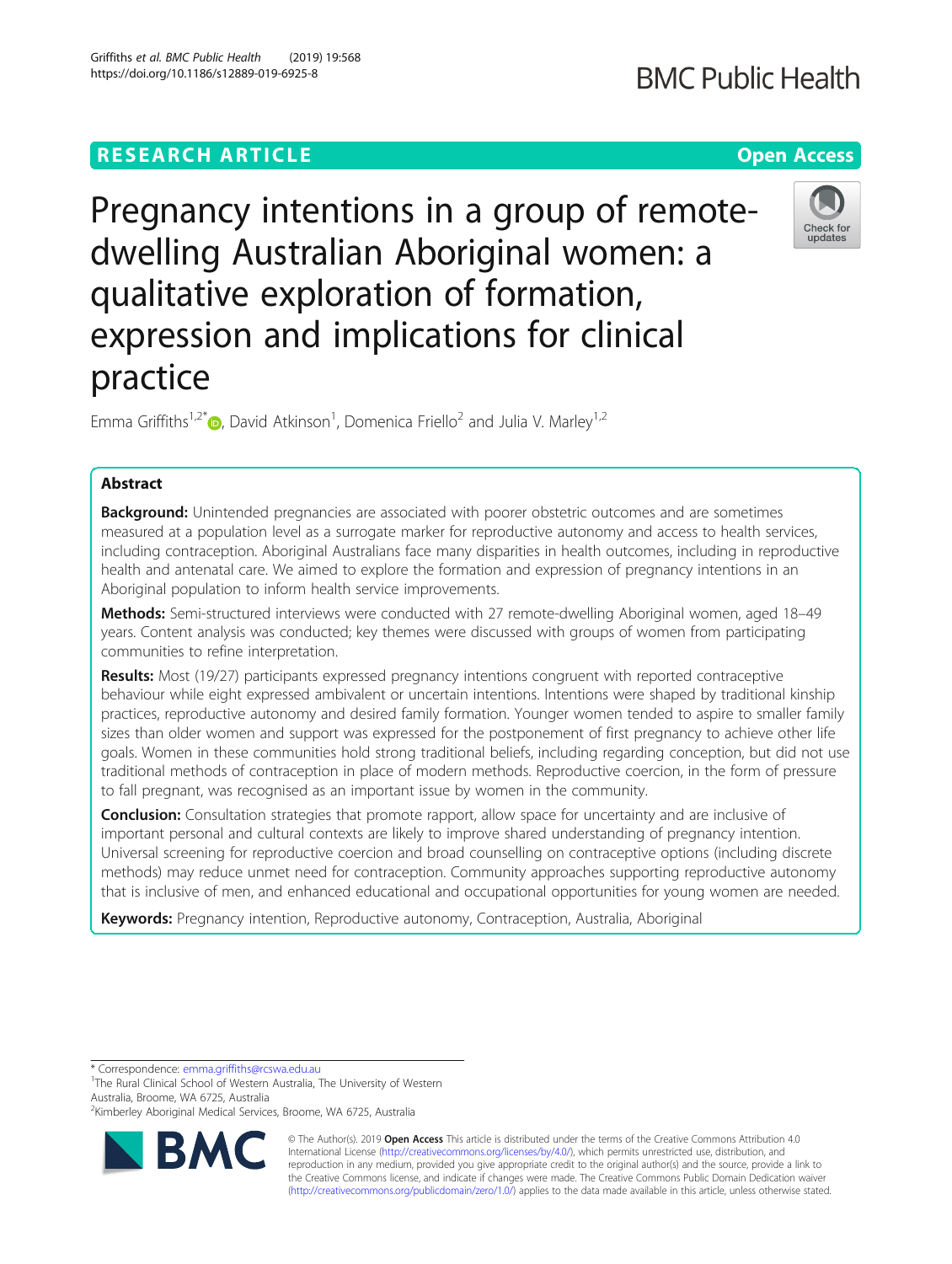RESEARCH ARTICLE

Open Access

# Pregnancy intentions in a group of remote-dwelling Australian Aboriginal women: a qualitative exploration of formation, expression and implications for clinical practice

Emma Griffiths[1,2*], David Atkinson[1], Domenica Friello[2] and Julia V. Marley[1,2]

## Abstract

**Background:** Unintended pregnancies are associated with poorer obstetric outcomes and are sometimes measured at a population level as a surrogate marker for reproductive autonomy and access to health services, including contraception. Aboriginal Australians face many disparities in health outcomes, including in reproductive health and antenatal care. We aimed to explore the formation and expression of pregnancy intentions in an Aboriginal population to inform health service improvements.

**Methods:** Semi-structured interviews were conducted with 27 remote-dwelling Aboriginal women, aged 18–49 years. Content analysis was conducted; key themes were discussed with groups of women from participating communities to refine interpretation.

**Results:** Most (19/27) participants expressed pregnancy intentions congruent with reported contraceptive behaviour while eight expressed ambivalent or uncertain intentions. Intentions were shaped by traditional kinship practices, reproductive autonomy and desired family formation. Younger women tended to aspire to smaller family sizes than older women and support was expressed for the postponement of first pregnancy to achieve other life goals. Women in these communities hold strong traditional beliefs, including regarding conception, but did not use traditional methods of contraception in place of modern methods. Reproductive coercion, in the form of pressure to fall pregnant, was recognised as an important issue by women in the community.

**Conclusion:** Consultation strategies that promote rapport, allow space for uncertainty and are inclusive of important personal and cultural contexts are likely to improve shared understanding of pregnancy intention. Universal screening for reproductive coercion and broad counselling on contraceptive options (including discrete methods) may reduce unmet need for contraception. Community approaches supporting reproductive autonomy that is inclusive of men, and enhanced educational and occupational opportunities for young women are needed.

**Keywords:** Pregnancy intention, Reproductive autonomy, Contraception, Australia, Aboriginal

---

* Correspondence: emma.griffiths@rcswa.edu.au
[1]The Rural Clinical School of Western Australia, The University of Western Australia, Broome, WA 6725, Australia
[2]Kimberley Aboriginal Medical Services, Broome, WA 6725, Australia

© The Author(s). 2019 **Open Access** This article is distributed under the terms of the Creative Commons Attribution 4.0 International License (http://creativecommons.org/licenses/by/4.0/), which permits unrestricted use, distribution, and reproduction in any medium, provided you give appropriate credit to the original author(s) and the source, provide a link to the Creative Commons license, and indicate if changes were made. The Creative Commons Public Domain Dedication waiver (http://creativecommons.org/publicdomain/zero/1.0/) applies to the data made available in this article, unless otherwise stated.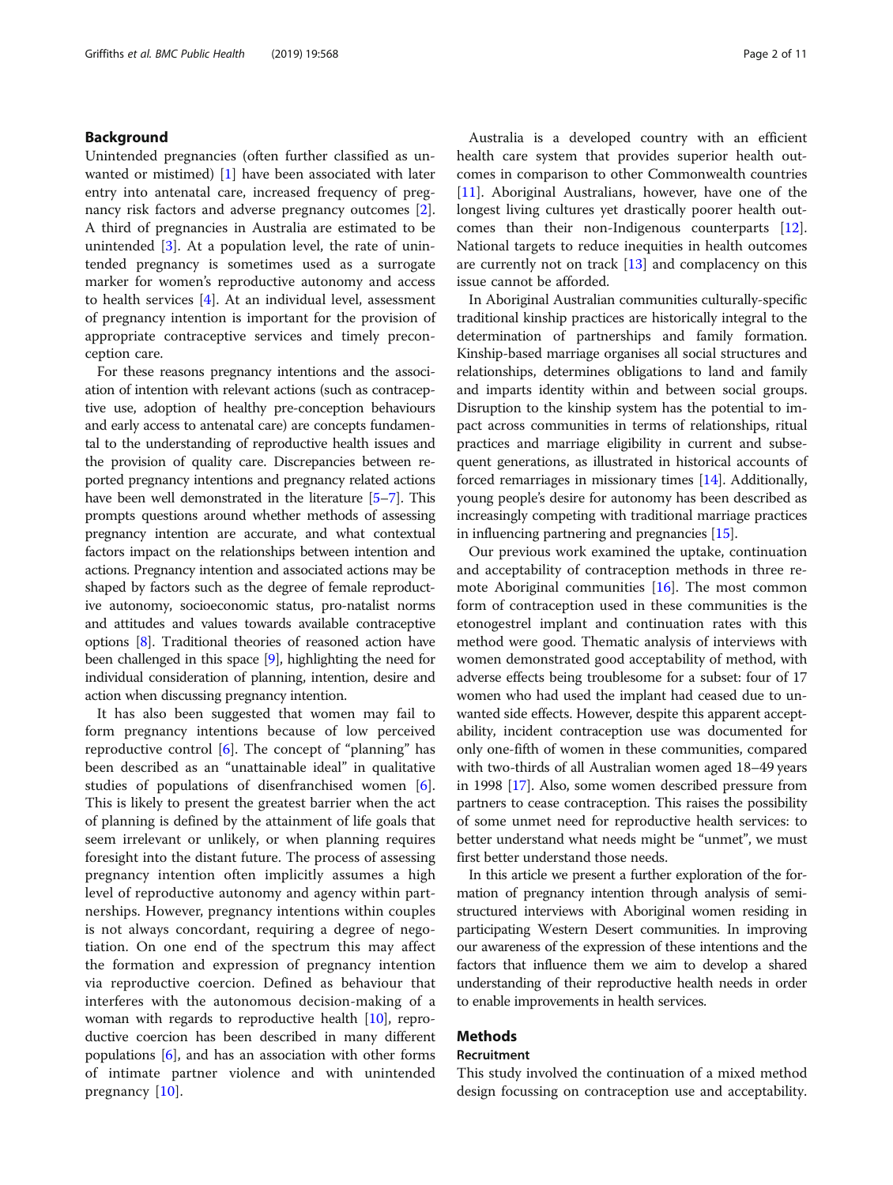## Background

Unintended pregnancies (often further classified as unwanted or mistimed) [1] have been associated with later entry into antenatal care, increased frequency of pregnancy risk factors and adverse pregnancy outcomes [2]. A third of pregnancies in Australia are estimated to be unintended [3]. At a population level, the rate of unintended pregnancy is sometimes used as a surrogate marker for women's reproductive autonomy and access to health services [4]. At an individual level, assessment of pregnancy intention is important for the provision of appropriate contraceptive services and timely preconception care.

For these reasons pregnancy intentions and the association of intention with relevant actions (such as contraceptive use, adoption of healthy pre-conception behaviours and early access to antenatal care) are concepts fundamental to the understanding of reproductive health issues and the provision of quality care. Discrepancies between reported pregnancy intentions and pregnancy related actions have been well demonstrated in the literature [5–7]. This prompts questions around whether methods of assessing pregnancy intention are accurate, and what contextual factors impact on the relationships between intention and actions. Pregnancy intention and associated actions may be shaped by factors such as the degree of female reproductive autonomy, socioeconomic status, pro-natalist norms and attitudes and values towards available contraceptive options [8]. Traditional theories of reasoned action have been challenged in this space [9], highlighting the need for individual consideration of planning, intention, desire and action when discussing pregnancy intention.

It has also been suggested that women may fail to form pregnancy intentions because of low perceived reproductive control [6]. The concept of "planning" has been described as an "unattainable ideal" in qualitative studies of populations of disenfranchised women [6]. This is likely to present the greatest barrier when the act of planning is defined by the attainment of life goals that seem irrelevant or unlikely, or when planning requires foresight into the distant future. The process of assessing pregnancy intention often implicitly assumes a high level of reproductive autonomy and agency within partnerships. However, pregnancy intentions within couples is not always concordant, requiring a degree of negotiation. On one end of the spectrum this may affect the formation and expression of pregnancy intention via reproductive coercion. Defined as behaviour that interferes with the autonomous decision-making of a woman with regards to reproductive health [10], reproductive coercion has been described in many different populations [6], and has an association with other forms of intimate partner violence and with unintended pregnancy [10].

Australia is a developed country with an efficient health care system that provides superior health outcomes in comparison to other Commonwealth countries [11]. Aboriginal Australians, however, have one of the longest living cultures yet drastically poorer health outcomes than their non-Indigenous counterparts [12]. National targets to reduce inequities in health outcomes are currently not on track [13] and complacency on this issue cannot be afforded.

In Aboriginal Australian communities culturally-specific traditional kinship practices are historically integral to the determination of partnerships and family formation. Kinship-based marriage organises all social structures and relationships, determines obligations to land and family and imparts identity within and between social groups. Disruption to the kinship system has the potential to impact across communities in terms of relationships, ritual practices and marriage eligibility in current and subsequent generations, as illustrated in historical accounts of forced remarriages in missionary times [14]. Additionally, young people's desire for autonomy has been described as increasingly competing with traditional marriage practices in influencing partnering and pregnancies [15].

Our previous work examined the uptake, continuation and acceptability of contraception methods in three remote Aboriginal communities [16]. The most common form of contraception used in these communities is the etonogestrel implant and continuation rates with this method were good. Thematic analysis of interviews with women demonstrated good acceptability of method, with adverse effects being troublesome for a subset: four of 17 women who had used the implant had ceased due to unwanted side effects. However, despite this apparent acceptability, incident contraception use was documented for only one-fifth of women in these communities, compared with two-thirds of all Australian women aged 18–49 years in 1998 [17]. Also, some women described pressure from partners to cease contraception. This raises the possibility of some unmet need for reproductive health services: to better understand what needs might be "unmet", we must first better understand those needs.

In this article we present a further exploration of the formation of pregnancy intention through analysis of semi-structured interviews with Aboriginal women residing in participating Western Desert communities. In improving our awareness of the expression of these intentions and the factors that influence them we aim to develop a shared understanding of their reproductive health needs in order to enable improvements in health services.

## Methods

### Recruitment

This study involved the continuation of a mixed method design focussing on contraception use and acceptability.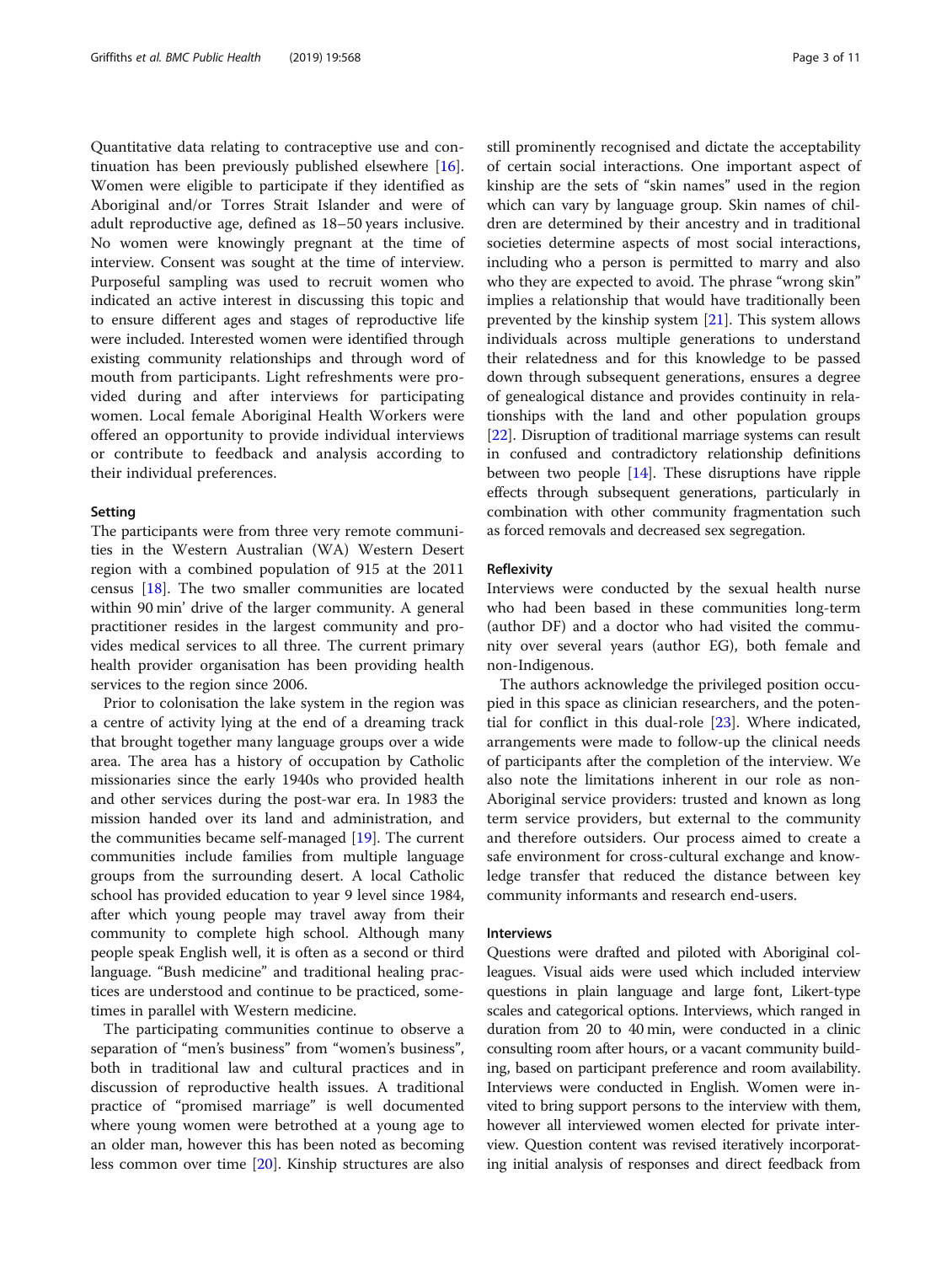Quantitative data relating to contraceptive use and continuation has been previously published elsewhere [16]. Women were eligible to participate if they identified as Aboriginal and/or Torres Strait Islander and were of adult reproductive age, defined as 18–50 years inclusive. No women were knowingly pregnant at the time of interview. Consent was sought at the time of interview. Purposeful sampling was used to recruit women who indicated an active interest in discussing this topic and to ensure different ages and stages of reproductive life were included. Interested women were identified through existing community relationships and through word of mouth from participants. Light refreshments were provided during and after interviews for participating women. Local female Aboriginal Health Workers were offered an opportunity to provide individual interviews or contribute to feedback and analysis according to their individual preferences.

### Setting

The participants were from three very remote communities in the Western Australian (WA) Western Desert region with a combined population of 915 at the 2011 census [18]. The two smaller communities are located within 90 min' drive of the larger community. A general practitioner resides in the largest community and provides medical services to all three. The current primary health provider organisation has been providing health services to the region since 2006.

Prior to colonisation the lake system in the region was a centre of activity lying at the end of a dreaming track that brought together many language groups over a wide area. The area has a history of occupation by Catholic missionaries since the early 1940s who provided health and other services during the post-war era. In 1983 the mission handed over its land and administration, and the communities became self-managed [19]. The current communities include families from multiple language groups from the surrounding desert. A local Catholic school has provided education to year 9 level since 1984, after which young people may travel away from their community to complete high school. Although many people speak English well, it is often as a second or third language. "Bush medicine" and traditional healing practices are understood and continue to be practiced, sometimes in parallel with Western medicine.

The participating communities continue to observe a separation of "men's business" from "women's business", both in traditional law and cultural practices and in discussion of reproductive health issues. A traditional practice of "promised marriage" is well documented where young women were betrothed at a young age to an older man, however this has been noted as becoming less common over time [20]. Kinship structures are also still prominently recognised and dictate the acceptability of certain social interactions. One important aspect of kinship are the sets of "skin names" used in the region which can vary by language group. Skin names of children are determined by their ancestry and in traditional societies determine aspects of most social interactions, including who a person is permitted to marry and also who they are expected to avoid. The phrase "wrong skin" implies a relationship that would have traditionally been prevented by the kinship system [21]. This system allows individuals across multiple generations to understand their relatedness and for this knowledge to be passed down through subsequent generations, ensures a degree of genealogical distance and provides continuity in relationships with the land and other population groups [22]. Disruption of traditional marriage systems can result in confused and contradictory relationship definitions between two people [14]. These disruptions have ripple effects through subsequent generations, particularly in combination with other community fragmentation such as forced removals and decreased sex segregation.

### Reflexivity

Interviews were conducted by the sexual health nurse who had been based in these communities long-term (author DF) and a doctor who had visited the community over several years (author EG), both female and non-Indigenous.

The authors acknowledge the privileged position occupied in this space as clinician researchers, and the potential for conflict in this dual-role [23]. Where indicated, arrangements were made to follow-up the clinical needs of participants after the completion of the interview. We also note the limitations inherent in our role as non-Aboriginal service providers: trusted and known as long term service providers, but external to the community and therefore outsiders. Our process aimed to create a safe environment for cross-cultural exchange and knowledge transfer that reduced the distance between key community informants and research end-users.

### Interviews

Questions were drafted and piloted with Aboriginal colleagues. Visual aids were used which included interview questions in plain language and large font, Likert-type scales and categorical options. Interviews, which ranged in duration from 20 to 40 min, were conducted in a clinic consulting room after hours, or a vacant community building, based on participant preference and room availability. Interviews were conducted in English. Women were invited to bring support persons to the interview with them, however all interviewed women elected for private interview. Question content was revised iteratively incorporating initial analysis of responses and direct feedback from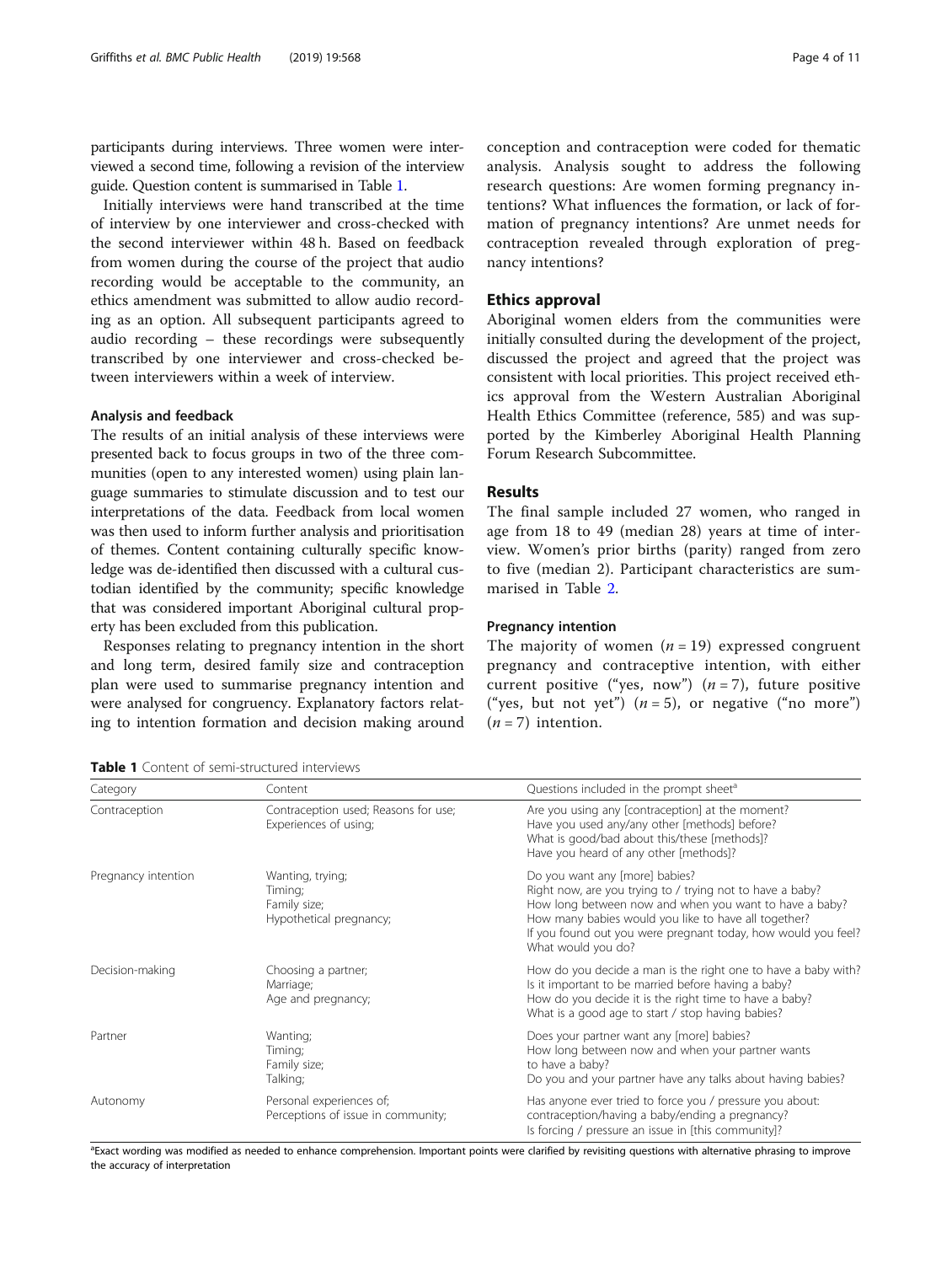participants during interviews. Three women were interviewed a second time, following a revision of the interview guide. Question content is summarised in Table 1.

Initially interviews were hand transcribed at the time of interview by one interviewer and cross-checked with the second interviewer within 48 h. Based on feedback from women during the course of the project that audio recording would be acceptable to the community, an ethics amendment was submitted to allow audio recording as an option. All subsequent participants agreed to audio recording – these recordings were subsequently transcribed by one interviewer and cross-checked between interviewers within a week of interview.

### Analysis and feedback

The results of an initial analysis of these interviews were presented back to focus groups in two of the three communities (open to any interested women) using plain language summaries to stimulate discussion and to test our interpretations of the data. Feedback from local women was then used to inform further analysis and prioritisation of themes. Content containing culturally specific knowledge was de-identified then discussed with a cultural custodian identified by the community; specific knowledge that was considered important Aboriginal cultural property has been excluded from this publication.

Responses relating to pregnancy intention in the short and long term, desired family size and contraception plan were used to summarise pregnancy intention and were analysed for congruency. Explanatory factors relating to intention formation and decision making around conception and contraception were coded for thematic analysis. Analysis sought to address the following research questions: Are women forming pregnancy intentions? What influences the formation, or lack of formation of pregnancy intentions? Are unmet needs for contraception revealed through exploration of pregnancy intentions?

## Ethics approval

Aboriginal women elders from the communities were initially consulted during the development of the project, discussed the project and agreed that the project was consistent with local priorities. This project received ethics approval from the Western Australian Aboriginal Health Ethics Committee (reference, 585) and was supported by the Kimberley Aboriginal Health Planning Forum Research Subcommittee.

## Results

The final sample included 27 women, who ranged in age from 18 to 49 (median 28) years at time of interview. Women's prior births (parity) ranged from zero to five (median 2). Participant characteristics are summarised in Table 2.

### Pregnancy intention

The majority of women ($n = 19$) expressed congruent pregnancy and contraceptive intention, with either current positive ("yes, now") ($n = 7$), future positive ("yes, but not yet") ($n = 5$), or negative ("no more") ($n = 7$) intention.

**Table 1** Content of semi-structured interviews

| Category | Content | Questions included in the prompt sheet[a] |
|---|---|---|
| Contraception | Contraception used; Reasons for use; Experiences of using; | Are you using any [contraception] at the moment? Have you used any/any other [methods] before? What is good/bad about this/these [methods]? Have you heard of any other [methods]? |
| Pregnancy intention | Wanting, trying; Timing; Family size; Hypothetical pregnancy; | Do you want any [more] babies? Right now, are you trying to / trying not to have a baby? How long between now and when you want to have a baby? How many babies would you like to have all together? If you found out you were pregnant today, how would you feel? What would you do? |
| Decision-making | Choosing a partner; Marriage; Age and pregnancy; | How do you decide a man is the right one to have a baby with? Is it important to be married before having a baby? How do you decide it is the right time to have a baby? What is a good age to start / stop having babies? |
| Partner | Wanting; Timing; Family size; Talking; | Does your partner want any [more] babies? How long between now and when your partner wants to have a baby? Do you and your partner have any talks about having babies? |
| Autonomy | Personal experiences of; Perceptions of issue in community; | Has anyone ever tried to force you / pressure you about: contraception/having a baby/ending a pregnancy? Is forcing / pressure an issue in [this community]? |

[a]Exact wording was modified as needed to enhance comprehension. Important points were clarified by revisiting questions with alternative phrasing to improve the accuracy of interpretation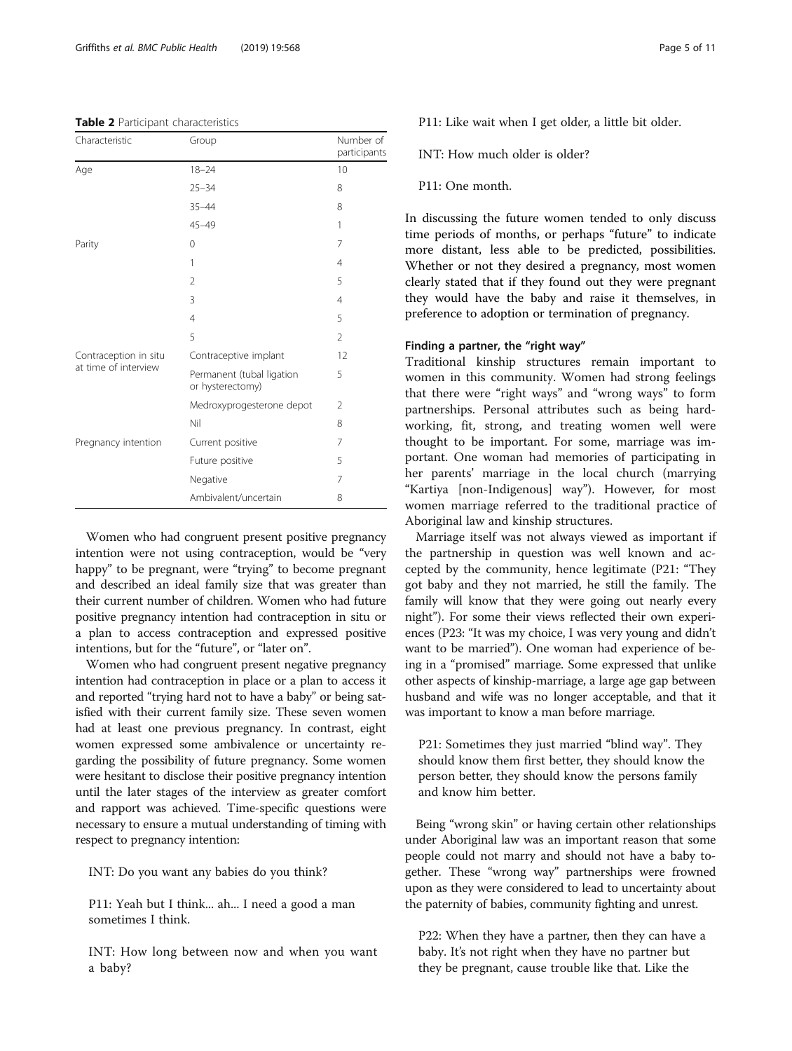**Table 2** Participant characteristics

| Characteristic | Group | Number of participants |
|---|---|---|
| Age | 18–24 | 10 |
| | 25–34 | 8 |
| | 35–44 | 8 |
| | 45–49 | 1 |
| Parity | 0 | 7 |
| | 1 | 4 |
| | 2 | 5 |
| | 3 | 4 |
| | 4 | 5 |
| | 5 | 2 |
| Contraception in situ at time of interview | Contraceptive implant | 12 |
| | Permanent (tubal ligation or hysterectomy) | 5 |
| | Medroxyprogesterone depot | 2 |
| | Nil | 8 |
| Pregnancy intention | Current positive | 7 |
| | Future positive | 5 |
| | Negative | 7 |
| | Ambivalent/uncertain | 8 |

Women who had congruent present positive pregnancy intention were not using contraception, would be "very happy" to be pregnant, were "trying" to become pregnant and described an ideal family size that was greater than their current number of children. Women who had future positive pregnancy intention had contraception in situ or a plan to access contraception and expressed positive intentions, but for the "future", or "later on".

Women who had congruent present negative pregnancy intention had contraception in place or a plan to access it and reported "trying hard not to have a baby" or being satisfied with their current family size. These seven women had at least one previous pregnancy. In contrast, eight women expressed some ambivalence or uncertainty regarding the possibility of future pregnancy. Some women were hesitant to disclose their positive pregnancy intention until the later stages of the interview as greater comfort and rapport was achieved. Time-specific questions were necessary to ensure a mutual understanding of timing with respect to pregnancy intention:

> INT: Do you want any babies do you think?
>
> P11: Yeah but I think... ah... I need a good a man sometimes I think.
>
> INT: How long between now and when you want a baby?
>
> P11: Like wait when I get older, a little bit older.
>
> INT: How much older is older?
>
> P11: One month.

In discussing the future women tended to only discuss time periods of months, or perhaps "future" to indicate more distant, less able to be predicted, possibilities. Whether or not they desired a pregnancy, most women clearly stated that if they found out they were pregnant they would have the baby and raise it themselves, in preference to adoption or termination of pregnancy.

#### Finding a partner, the "right way"

Traditional kinship structures remain important to women in this community. Women had strong feelings that there were "right ways" and "wrong ways" to form partnerships. Personal attributes such as being hard-working, fit, strong, and treating women well were thought to be important. For some, marriage was important. One woman had memories of participating in her parents' marriage in the local church (marrying "Kartiya [non-Indigenous] way"). However, for most women marriage referred to the traditional practice of Aboriginal law and kinship structures.

Marriage itself was not always viewed as important if the partnership in question was well known and accepted by the community, hence legitimate (P21: "They got baby and they not married, he still the family. The family will know that they were going out nearly every night"). For some their views reflected their own experiences (P23: "It was my choice, I was very young and didn't want to be married"). One woman had experience of being in a "promised" marriage. Some expressed that unlike other aspects of kinship-marriage, a large age gap between husband and wife was no longer acceptable, and that it was important to know a man before marriage.

> P21: Sometimes they just married "blind way". They should know them first better, they should know the person better, they should know the persons family and know him better.

Being "wrong skin" or having certain other relationships under Aboriginal law was an important reason that some people could not marry and should not have a baby together. These "wrong way" partnerships were frowned upon as they were considered to lead to uncertainty about the paternity of babies, community fighting and unrest.

> P22: When they have a partner, then they can have a baby. It's not right when they have no partner but they be pregnant, cause trouble like that. Like the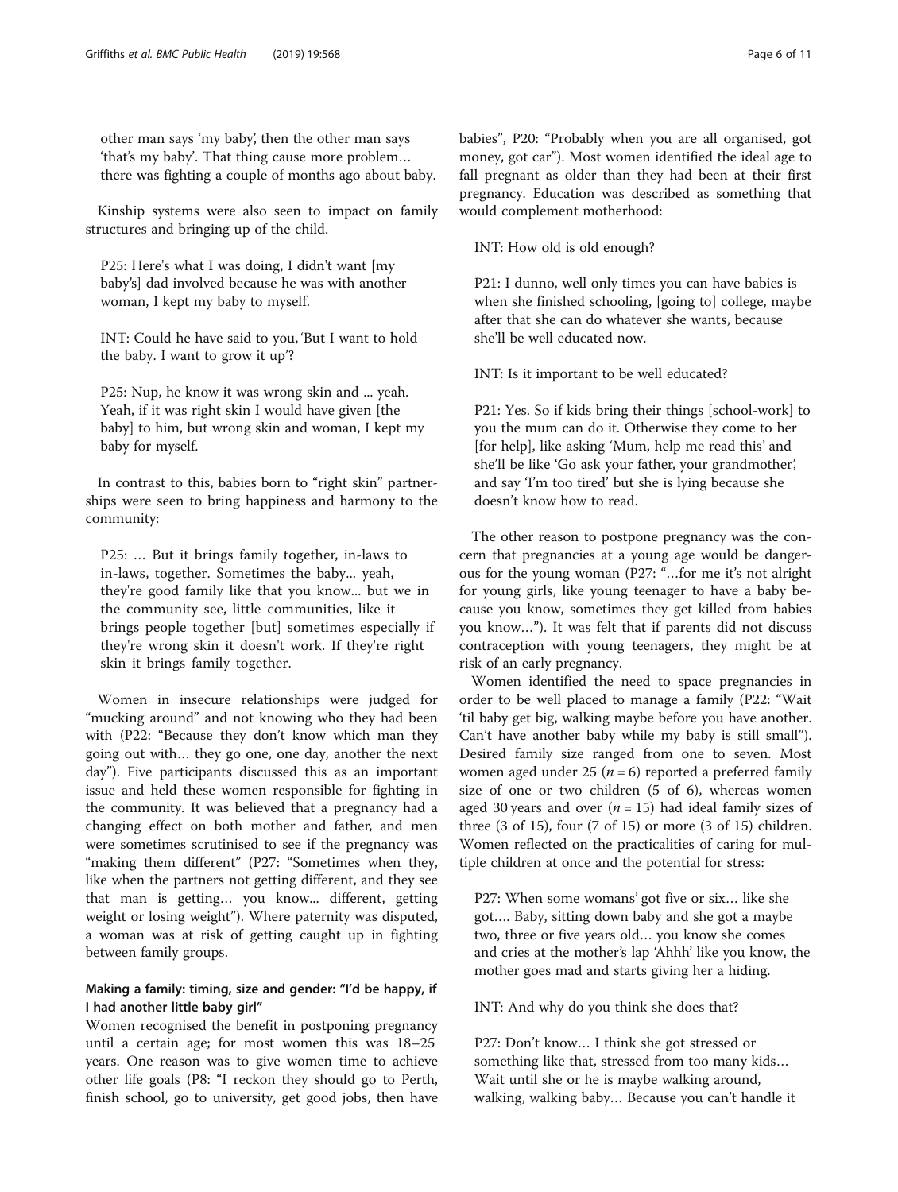other man says 'my baby', then the other man says 'that's my baby'. That thing cause more problem… there was fighting a couple of months ago about baby.

Kinship systems were also seen to impact on family structures and bringing up of the child.

> P25: Here's what I was doing, I didn't want [my baby's] dad involved because he was with another woman, I kept my baby to myself.
>
> INT: Could he have said to you, 'But I want to hold the baby. I want to grow it up'?
>
> P25: Nup, he know it was wrong skin and ... yeah. Yeah, if it was right skin I would have given [the baby] to him, but wrong skin and woman, I kept my baby for myself.

In contrast to this, babies born to "right skin" partnerships were seen to bring happiness and harmony to the community:

> P25: … But it brings family together, in-laws to in-laws, together. Sometimes the baby... yeah, they're good family like that you know... but we in the community see, little communities, like it brings people together [but] sometimes especially if they're wrong skin it doesn't work. If they're right skin it brings family together.

Women in insecure relationships were judged for "mucking around" and not knowing who they had been with (P22: "Because they don't know which man they going out with… they go one, one day, another the next day"). Five participants discussed this as an important issue and held these women responsible for fighting in the community. It was believed that a pregnancy had a changing effect on both mother and father, and men were sometimes scrutinised to see if the pregnancy was "making them different" (P27: "Sometimes when they, like when the partners not getting different, and they see that man is getting… you know... different, getting weight or losing weight"). Where paternity was disputed, a woman was at risk of getting caught up in fighting between family groups.

### Making a family: timing, size and gender: "I'd be happy, if I had another little baby girl"

Women recognised the benefit in postponing pregnancy until a certain age; for most women this was 18–25 years. One reason was to give women time to achieve other life goals (P8: "I reckon they should go to Perth, finish school, go to university, get good jobs, then have babies", P20: "Probably when you are all organised, got money, got car"). Most women identified the ideal age to fall pregnant as older than they had been at their first pregnancy. Education was described as something that would complement motherhood:

> INT: How old is old enough?
>
> P21: I dunno, well only times you can have babies is when she finished schooling, [going to] college, maybe after that she can do whatever she wants, because she'll be well educated now.
>
> INT: Is it important to be well educated?
>
> P21: Yes. So if kids bring their things [school-work] to you the mum can do it. Otherwise they come to her [for help], like asking 'Mum, help me read this' and she'll be like 'Go ask your father, your grandmother', and say 'I'm too tired' but she is lying because she doesn't know how to read.

The other reason to postpone pregnancy was the concern that pregnancies at a young age would be dangerous for the young woman (P27: "…for me it's not alright for young girls, like young teenager to have a baby because you know, sometimes they get killed from babies you know…"). It was felt that if parents did not discuss contraception with young teenagers, they might be at risk of an early pregnancy.

Women identified the need to space pregnancies in order to be well placed to manage a family (P22: "Wait 'til baby get big, walking maybe before you have another. Can't have another baby while my baby is still small"). Desired family size ranged from one to seven. Most women aged under 25 ($n = 6$) reported a preferred family size of one or two children (5 of 6), whereas women aged 30 years and over ($n = 15$) had ideal family sizes of three (3 of 15), four (7 of 15) or more (3 of 15) children. Women reflected on the practicalities of caring for multiple children at once and the potential for stress:

> P27: When some womans' got five or six… like she got…. Baby, sitting down baby and she got a maybe two, three or five years old… you know she comes and cries at the mother's lap 'Ahhh' like you know, the mother goes mad and starts giving her a hiding.
>
> INT: And why do you think she does that?
>
> P27: Don't know… I think she got stressed or something like that, stressed from too many kids… Wait until she or he is maybe walking around, walking, walking baby… Because you can't handle it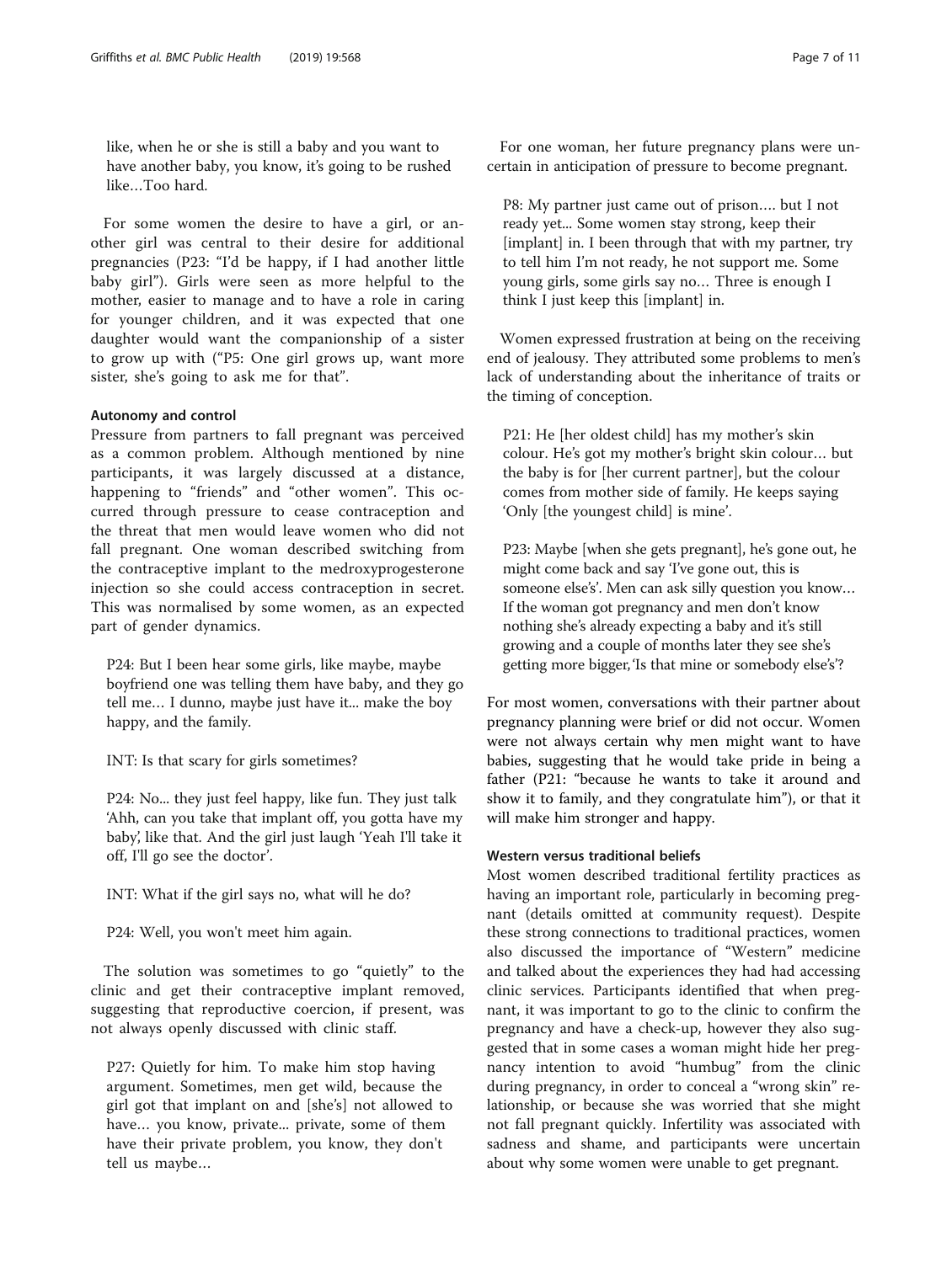like, when he or she is still a baby and you want to have another baby, you know, it's going to be rushed like…Too hard.

For some women the desire to have a girl, or another girl was central to their desire for additional pregnancies (P23: "I'd be happy, if I had another little baby girl"). Girls were seen as more helpful to the mother, easier to manage and to have a role in caring for younger children, and it was expected that one daughter would want the companionship of a sister to grow up with ("P5: One girl grows up, want more sister, she's going to ask me for that".

#### Autonomy and control

Pressure from partners to fall pregnant was perceived as a common problem. Although mentioned by nine participants, it was largely discussed at a distance, happening to "friends" and "other women". This occurred through pressure to cease contraception and the threat that men would leave women who did not fall pregnant. One woman described switching from the contraceptive implant to the medroxyprogesterone injection so she could access contraception in secret. This was normalised by some women, as an expected part of gender dynamics.

> P24: But I been hear some girls, like maybe, maybe boyfriend one was telling them have baby, and they go tell me… I dunno, maybe just have it... make the boy happy, and the family.
>
> INT: Is that scary for girls sometimes?
>
> P24: No... they just feel happy, like fun. They just talk 'Ahh, can you take that implant off, you gotta have my baby', like that. And the girl just laugh 'Yeah I'll take it off, I'll go see the doctor'.
>
> INT: What if the girl says no, what will he do?
>
> P24: Well, you won't meet him again.

The solution was sometimes to go "quietly" to the clinic and get their contraceptive implant removed, suggesting that reproductive coercion, if present, was not always openly discussed with clinic staff.

> P27: Quietly for him. To make him stop having argument. Sometimes, men get wild, because the girl got that implant on and [she's] not allowed to have… you know, private... private, some of them have their private problem, you know, they don't tell us maybe…

For one woman, her future pregnancy plans were uncertain in anticipation of pressure to become pregnant.

> P8: My partner just came out of prison…. but I not ready yet... Some women stay strong, keep their [implant] in. I been through that with my partner, try to tell him I'm not ready, he not support me. Some young girls, some girls say no… Three is enough I think I just keep this [implant] in.

Women expressed frustration at being on the receiving end of jealousy. They attributed some problems to men's lack of understanding about the inheritance of traits or the timing of conception.

> P21: He [her oldest child] has my mother's skin colour. He's got my mother's bright skin colour… but the baby is for [her current partner], but the colour comes from mother side of family. He keeps saying 'Only [the youngest child] is mine'.
>
> P23: Maybe [when she gets pregnant], he's gone out, he might come back and say 'I've gone out, this is someone else's'. Men can ask silly question you know… If the woman got pregnancy and men don't know nothing she's already expecting a baby and it's still growing and a couple of months later they see she's getting more bigger, 'Is that mine or somebody else's'?

For most women, conversations with their partner about pregnancy planning were brief or did not occur. Women were not always certain why men might want to have babies, suggesting that he would take pride in being a father (P21: "because he wants to take it around and show it to family, and they congratulate him"), or that it will make him stronger and happy.

#### Western versus traditional beliefs

Most women described traditional fertility practices as having an important role, particularly in becoming pregnant (details omitted at community request). Despite these strong connections to traditional practices, women also discussed the importance of "Western" medicine and talked about the experiences they had had accessing clinic services. Participants identified that when pregnant, it was important to go to the clinic to confirm the pregnancy and have a check-up, however they also suggested that in some cases a woman might hide her pregnancy intention to avoid "humbug" from the clinic during pregnancy, in order to conceal a "wrong skin" relationship, or because she was worried that she might not fall pregnant quickly. Infertility was associated with sadness and shame, and participants were uncertain about why some women were unable to get pregnant.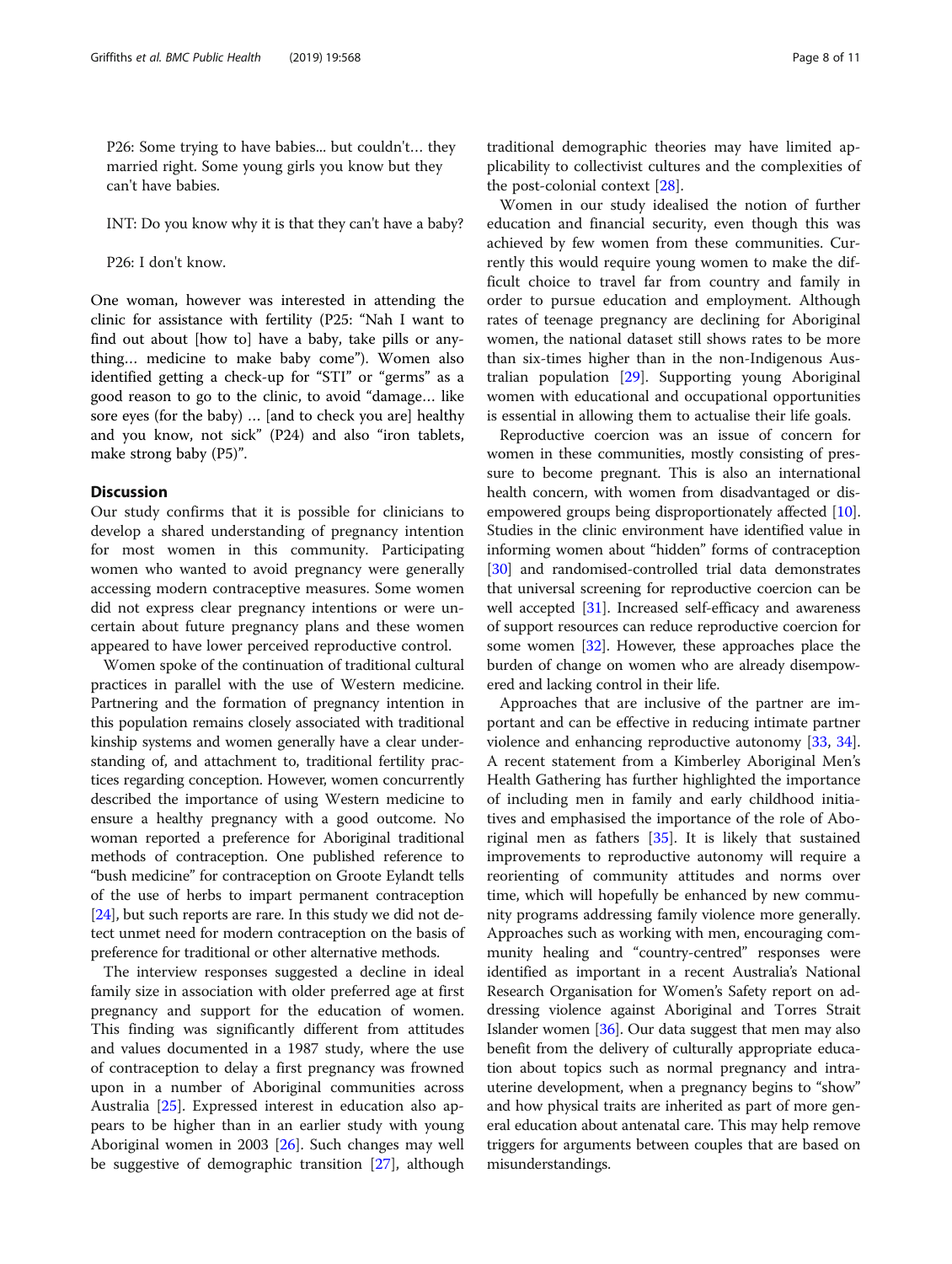P26: Some trying to have babies... but couldn't… they married right. Some young girls you know but they can't have babies.

INT: Do you know why it is that they can't have a baby?

P26: I don't know.

One woman, however was interested in attending the clinic for assistance with fertility (P25: "Nah I want to find out about [how to] have a baby, take pills or anything… medicine to make baby come"). Women also identified getting a check-up for "STI" or "germs" as a good reason to go to the clinic, to avoid "damage… like sore eyes (for the baby) … [and to check you are] healthy and you know, not sick" (P24) and also "iron tablets, make strong baby (P5)".

## Discussion

Our study confirms that it is possible for clinicians to develop a shared understanding of pregnancy intention for most women in this community. Participating women who wanted to avoid pregnancy were generally accessing modern contraceptive measures. Some women did not express clear pregnancy intentions or were uncertain about future pregnancy plans and these women appeared to have lower perceived reproductive control.

Women spoke of the continuation of traditional cultural practices in parallel with the use of Western medicine. Partnering and the formation of pregnancy intention in this population remains closely associated with traditional kinship systems and women generally have a clear understanding of, and attachment to, traditional fertility practices regarding conception. However, women concurrently described the importance of using Western medicine to ensure a healthy pregnancy with a good outcome. No woman reported a preference for Aboriginal traditional methods of contraception. One published reference to "bush medicine" for contraception on Groote Eylandt tells of the use of herbs to impart permanent contraception [24], but such reports are rare. In this study we did not detect unmet need for modern contraception on the basis of preference for traditional or other alternative methods.

The interview responses suggested a decline in ideal family size in association with older preferred age at first pregnancy and support for the education of women. This finding was significantly different from attitudes and values documented in a 1987 study, where the use of contraception to delay a first pregnancy was frowned upon in a number of Aboriginal communities across Australia [25]. Expressed interest in education also appears to be higher than in an earlier study with young Aboriginal women in 2003 [26]. Such changes may well be suggestive of demographic transition [27], although traditional demographic theories may have limited applicability to collectivist cultures and the complexities of the post-colonial context [28].

Women in our study idealised the notion of further education and financial security, even though this was achieved by few women from these communities. Currently this would require young women to make the difficult choice to travel far from country and family in order to pursue education and employment. Although rates of teenage pregnancy are declining for Aboriginal women, the national dataset still shows rates to be more than six-times higher than in the non-Indigenous Australian population [29]. Supporting young Aboriginal women with educational and occupational opportunities is essential in allowing them to actualise their life goals.

Reproductive coercion was an issue of concern for women in these communities, mostly consisting of pressure to become pregnant. This is also an international health concern, with women from disadvantaged or disempowered groups being disproportionately affected [10]. Studies in the clinic environment have identified value in informing women about "hidden" forms of contraception [30] and randomised-controlled trial data demonstrates that universal screening for reproductive coercion can be well accepted [31]. Increased self-efficacy and awareness of support resources can reduce reproductive coercion for some women [32]. However, these approaches place the burden of change on women who are already disempowered and lacking control in their life.

Approaches that are inclusive of the partner are important and can be effective in reducing intimate partner violence and enhancing reproductive autonomy [33, 34]. A recent statement from a Kimberley Aboriginal Men's Health Gathering has further highlighted the importance of including men in family and early childhood initiatives and emphasised the importance of the role of Aboriginal men as fathers [35]. It is likely that sustained improvements to reproductive autonomy will require a reorienting of community attitudes and norms over time, which will hopefully be enhanced by new community programs addressing family violence more generally. Approaches such as working with men, encouraging community healing and "country-centred" responses were identified as important in a recent Australia's National Research Organisation for Women's Safety report on addressing violence against Aboriginal and Torres Strait Islander women [36]. Our data suggest that men may also benefit from the delivery of culturally appropriate education about topics such as normal pregnancy and intra-uterine development, when a pregnancy begins to "show" and how physical traits are inherited as part of more general education about antenatal care. This may help remove triggers for arguments between couples that are based on misunderstandings.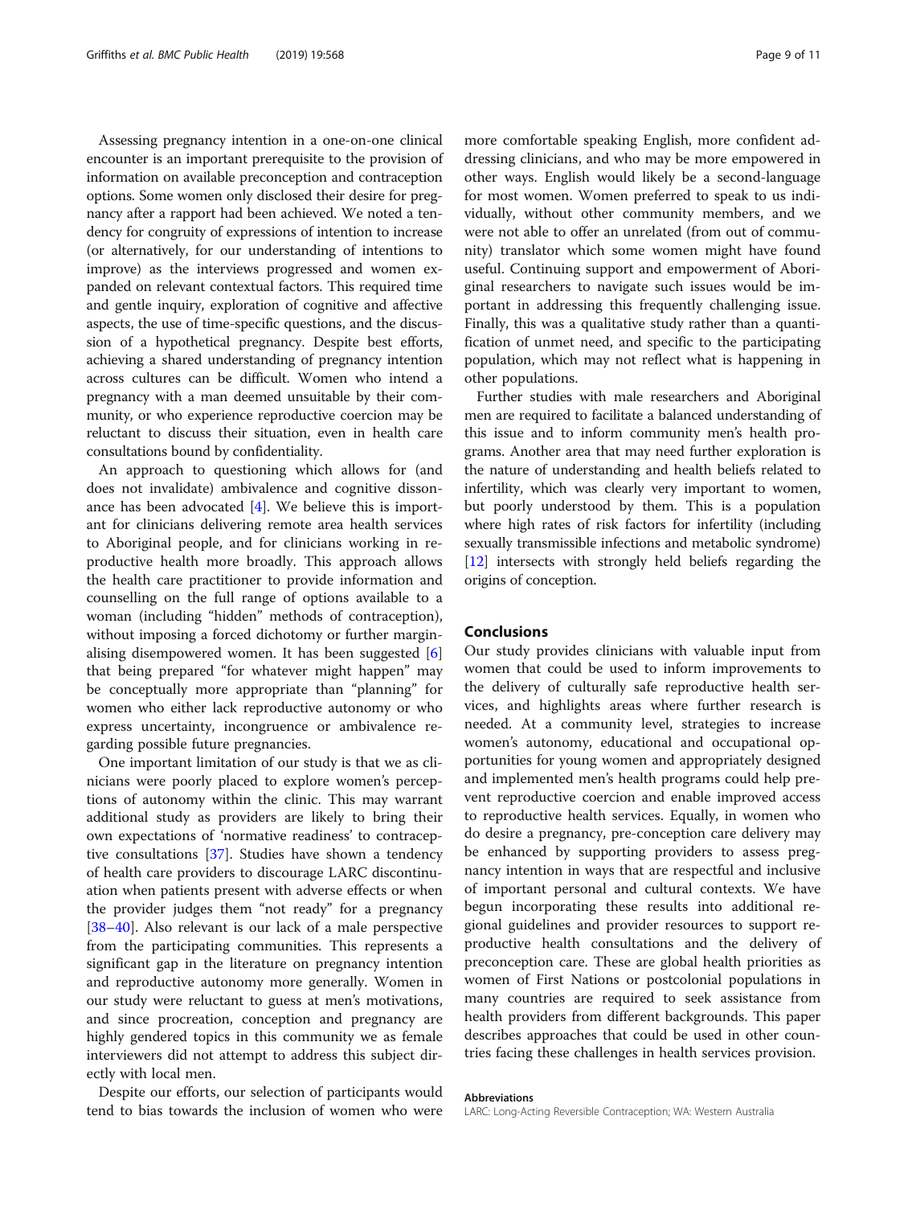Assessing pregnancy intention in a one-on-one clinical encounter is an important prerequisite to the provision of information on available preconception and contraception options. Some women only disclosed their desire for pregnancy after a rapport had been achieved. We noted a tendency for congruity of expressions of intention to increase (or alternatively, for our understanding of intentions to improve) as the interviews progressed and women expanded on relevant contextual factors. This required time and gentle inquiry, exploration of cognitive and affective aspects, the use of time-specific questions, and the discussion of a hypothetical pregnancy. Despite best efforts, achieving a shared understanding of pregnancy intention across cultures can be difficult. Women who intend a pregnancy with a man deemed unsuitable by their community, or who experience reproductive coercion may be reluctant to discuss their situation, even in health care consultations bound by confidentiality.

An approach to questioning which allows for (and does not invalidate) ambivalence and cognitive dissonance has been advocated [4]. We believe this is important for clinicians delivering remote area health services to Aboriginal people, and for clinicians working in reproductive health more broadly. This approach allows the health care practitioner to provide information and counselling on the full range of options available to a woman (including "hidden" methods of contraception), without imposing a forced dichotomy or further marginalising disempowered women. It has been suggested [6] that being prepared "for whatever might happen" may be conceptually more appropriate than "planning" for women who either lack reproductive autonomy or who express uncertainty, incongruence or ambivalence regarding possible future pregnancies.

One important limitation of our study is that we as clinicians were poorly placed to explore women's perceptions of autonomy within the clinic. This may warrant additional study as providers are likely to bring their own expectations of 'normative readiness' to contraceptive consultations [37]. Studies have shown a tendency of health care providers to discourage LARC discontinuation when patients present with adverse effects or when the provider judges them "not ready" for a pregnancy [38–40]. Also relevant is our lack of a male perspective from the participating communities. This represents a significant gap in the literature on pregnancy intention and reproductive autonomy more generally. Women in our study were reluctant to guess at men's motivations, and since procreation, conception and pregnancy are highly gendered topics in this community we as female interviewers did not attempt to address this subject directly with local men.

Despite our efforts, our selection of participants would tend to bias towards the inclusion of women who were more comfortable speaking English, more confident addressing clinicians, and who may be more empowered in other ways. English would likely be a second-language for most women. Women preferred to speak to us individually, without other community members, and we were not able to offer an unrelated (from out of community) translator which some women might have found useful. Continuing support and empowerment of Aboriginal researchers to navigate such issues would be important in addressing this frequently challenging issue. Finally, this was a qualitative study rather than a quantification of unmet need, and specific to the participating population, which may not reflect what is happening in other populations.

Further studies with male researchers and Aboriginal men are required to facilitate a balanced understanding of this issue and to inform community men's health programs. Another area that may need further exploration is the nature of understanding and health beliefs related to infertility, which was clearly very important to women, but poorly understood by them. This is a population where high rates of risk factors for infertility (including sexually transmissible infections and metabolic syndrome) [12] intersects with strongly held beliefs regarding the origins of conception.

## Conclusions

Our study provides clinicians with valuable input from women that could be used to inform improvements to the delivery of culturally safe reproductive health services, and highlights areas where further research is needed. At a community level, strategies to increase women's autonomy, educational and occupational opportunities for young women and appropriately designed and implemented men's health programs could help prevent reproductive coercion and enable improved access to reproductive health services. Equally, in women who do desire a pregnancy, pre-conception care delivery may be enhanced by supporting providers to assess pregnancy intention in ways that are respectful and inclusive of important personal and cultural contexts. We have begun incorporating these results into additional regional guidelines and provider resources to support reproductive health consultations and the delivery of preconception care. These are global health priorities as women of First Nations or postcolonial populations in many countries are required to seek assistance from health providers from different backgrounds. This paper describes approaches that could be used in other countries facing these challenges in health services provision.

#### Abbreviations

LARC: Long-Acting Reversible Contraception; WA: Western Australia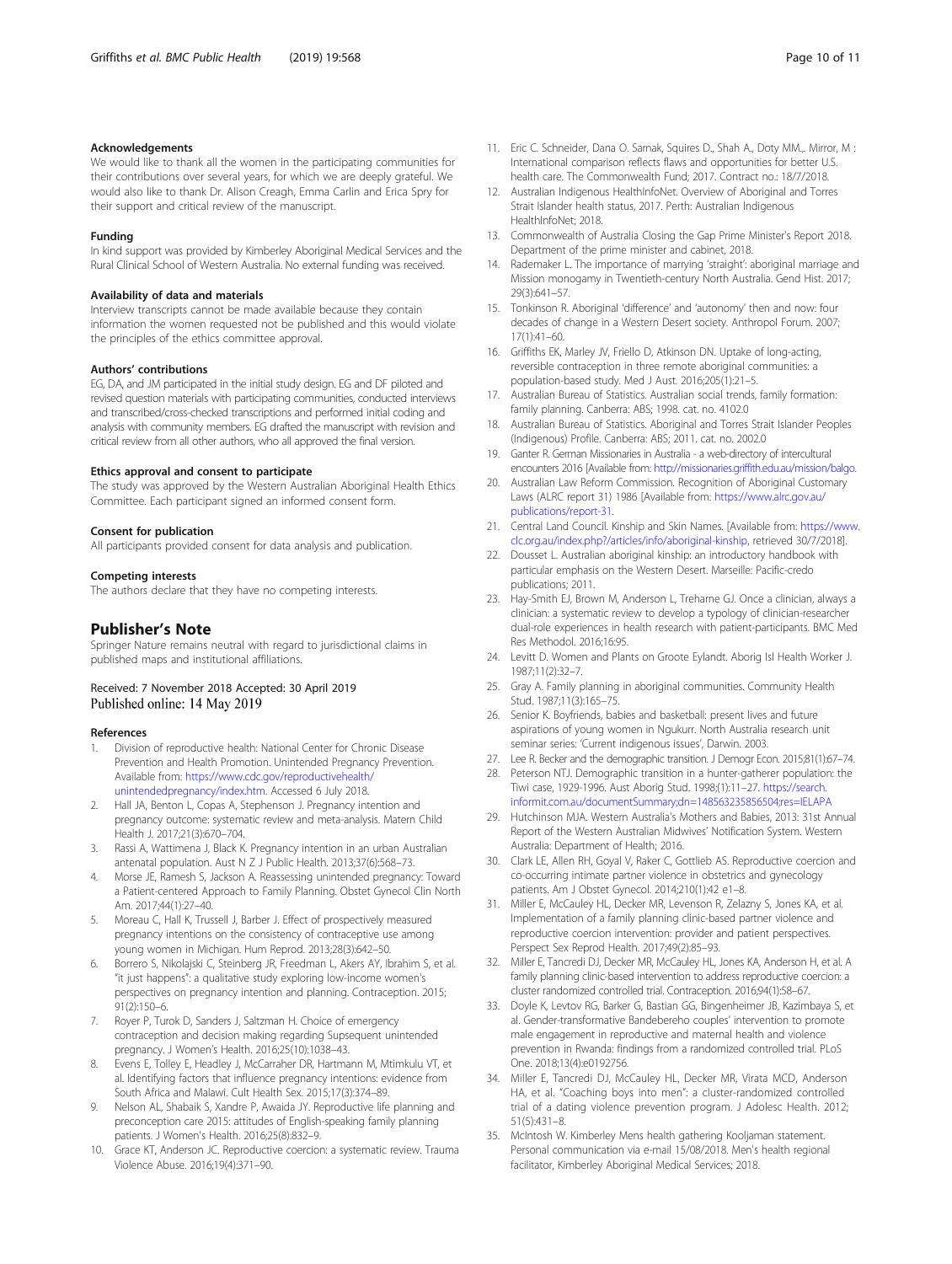#### Acknowledgements

We would like to thank all the women in the participating communities for their contributions over several years, for which we are deeply grateful. We would also like to thank Dr. Alison Creagh, Emma Carlin and Erica Spry for their support and critical review of the manuscript.

#### Funding

In kind support was provided by Kimberley Aboriginal Medical Services and the Rural Clinical School of Western Australia. No external funding was received.

#### Availability of data and materials

Interview transcripts cannot be made available because they contain information the women requested not be published and this would violate the principles of the ethics committee approval.

#### Authors' contributions

EG, DA, and JM participated in the initial study design. EG and DF piloted and revised question materials with participating communities, conducted interviews and transcribed/cross-checked transcriptions and performed initial coding and analysis with community members. EG drafted the manuscript with revision and critical review from all other authors, who all approved the final version.

#### Ethics approval and consent to participate

The study was approved by the Western Australian Aboriginal Health Ethics Committee. Each participant signed an informed consent form.

#### Consent for publication

All participants provided consent for data analysis and publication.

#### Competing interests

The authors declare that they have no competing interests.

## Publisher's Note

Springer Nature remains neutral with regard to jurisdictional claims in published maps and institutional affiliations.

Received: 7 November 2018 Accepted: 30 April 2019
Published online: 14 May 2019

#### References

1. Division of reproductive health: National Center for Chronic Disease Prevention and Health Promotion. Unintended Pregnancy Prevention. Available from: https://www.cdc.gov/reproductivehealth/unintendedpregnancy/index.htm. Accessed 6 July 2018.
2. Hall JA, Benton L, Copas A, Stephenson J. Pregnancy intention and pregnancy outcome: systematic review and meta-analysis. Matern Child Health J. 2017;21(3):670–704.
3. Rassi A, Wattimena J, Black K. Pregnancy intention in an urban Australian antenatal population. Aust N Z J Public Health. 2013;37(6):568–73.
4. Morse JE, Ramesh S, Jackson A. Reassessing unintended pregnancy: Toward a Patient-centered Approach to Family Planning. Obstet Gynecol Clin North Am. 2017;44(1):27–40.
5. Moreau C, Hall K, Trussell J, Barber J. Effect of prospectively measured pregnancy intentions on the consistency of contraceptive use among young women in Michigan. Hum Reprod. 2013;28(3):642–50.
6. Borrero S, Nikolajski C, Steinberg JR, Freedman L, Akers AY, Ibrahim S, et al. "it just happens": a qualitative study exploring low-income women's perspectives on pregnancy intention and planning. Contraception. 2015;91(2):150–6.
7. Royer P, Turok D, Sanders J, Saltzman H. Choice of emergency contraception and decision making regarding Supsequent unintended pregnancy. J Women's Health. 2016;25(10):1038–43.
8. Evens E, Tolley E, Headley J, McCarraher DR, Hartmann M, Mtimkulu VT, et al. Identifying factors that influence pregnancy intentions: evidence from South Africa and Malawi. Cult Health Sex. 2015;17(3):374–89.
9. Nelson AL, Shabaik S, Xandre P, Awaida JY. Reproductive life planning and preconception care 2015: attitudes of English-speaking family planning patients. J Women's Health. 2016;25(8):832–9.
10. Grace KT, Anderson JC. Reproductive coercion: a systematic review. Trauma Violence Abuse. 2016;19(4):371–90.
11. Eric C. Schneider, Dana O. Sarnak, Squires D., Shah A., Doty MM.,. Mirror, M : International comparison reflects flaws and opportunities for better U.S. health care. The Commonwealth Fund; 2017. Contract no.: 18/7/2018.
12. Australian Indigenous HealthInfoNet. Overview of Aboriginal and Torres Strait Islander health status, 2017. Perth: Australian Indigenous HealthInfoNet; 2018.
13. Commonwealth of Australia Closing the Gap Prime Minister's Report 2018. Department of the prime minister and cabinet, 2018.
14. Rademaker L. The importance of marrying 'straight': aboriginal marriage and Mission monogamy in Twentieth-century North Australia. Gend Hist. 2017;29(3):641–57.
15. Tonkinson R. Aboriginal 'difference' and 'autonomy' then and now: four decades of change in a Western Desert society. Anthropol Forum. 2007;17(1):41–60.
16. Griffiths EK, Marley JV, Friello D, Atkinson DN. Uptake of long-acting, reversible contraception in three remote aboriginal communities: a population-based study. Med J Aust. 2016;205(1):21–5.
17. Australian Bureau of Statistics. Australian social trends, family formation: family planning. Canberra: ABS; 1998. cat. no. 4102.0
18. Australian Bureau of Statistics. Aboriginal and Torres Strait Islander Peoples (Indigenous) Profile. Canberra: ABS; 2011. cat. no. 2002.0
19. Ganter R. German Missionaries in Australia - a web-directory of intercultural encounters 2016 [Available from: http://missionaries.griffith.edu.au/mission/balgo.
20. Australian Law Reform Commission. Recognition of Aboriginal Customary Laws (ALRC report 31) 1986 [Available from: https://www.alrc.gov.au/publications/report-31.
21. Central Land Council. Kinship and Skin Names. [Available from: https://www.clc.org.au/index.php?/articles/info/aboriginal-kinship, retrieved 30/7/2018].
22. Dousset L. Australian aboriginal kinship: an introductory handbook with particular emphasis on the Western Desert. Marseille: Pacific-credo publications; 2011.
23. Hay-Smith EJ, Brown M, Anderson L, Treharne GJ. Once a clinician, always a clinician: a systematic review to develop a typology of clinician-researcher dual-role experiences in health research with patient-participants. BMC Med Res Methodol. 2016;16:95.
24. Levitt D. Women and Plants on Groote Eylandt. Aborig Isl Health Worker J. 1987;11(2):32–7.
25. Gray A. Family planning in aboriginal communities. Community Health Stud. 1987;11(3):165–75.
26. Senior K. Boyfriends, babies and basketball: present lives and future aspirations of young women in Ngukurr. North Australia research unit seminar series: 'Current indigenous issues', Darwin. 2003.
27. Lee R. Becker and the demographic transition. J Demogr Econ. 2015;81(1):67–74.
28. Peterson NTJ. Demographic transition in a hunter-gatherer population: the Tiwi case, 1929-1996. Aust Aborig Stud. 1998;(1):11–27. https://search.informit.com.au/documentSummary;dn=148563235856504;res=IELAPA
29. Hutchinson MJA. Western Australia's Mothers and Babies, 2013: 31st Annual Report of the Western Australian Midwives' Notification System. Western Australia: Department of Health; 2016.
30. Clark LE, Allen RH, Goyal V, Raker C, Gottlieb AS. Reproductive coercion and co-occurring intimate partner violence in obstetrics and gynecology patients. Am J Obstet Gynecol. 2014;210(1):42 e1–8.
31. Miller E, McCauley HL, Decker MR, Levenson R, Zelazny S, Jones KA, et al. Implementation of a family planning clinic-based partner violence and reproductive coercion intervention: provider and patient perspectives. Perspect Sex Reprod Health. 2017;49(2):85–93.
32. Miller E, Tancredi DJ, Decker MR, McCauley HL, Jones KA, Anderson H, et al. A family planning clinic-based intervention to address reproductive coercion: a cluster randomized controlled trial. Contraception. 2016;94(1):58–67.
33. Doyle K, Levtov RG, Barker G, Bastian GG, Bingenheimer JB, Kazimbaya S, et al. Gender-transformative Bandebereho couples' intervention to promote male engagement in reproductive and maternal health and violence prevention in Rwanda: findings from a randomized controlled trial. PLoS One. 2018;13(4):e0192756.
34. Miller E, Tancredi DJ, McCauley HL, Decker MR, Virata MCD, Anderson HA, et al. "Coaching boys into men": a cluster-randomized controlled trial of a dating violence prevention program. J Adolesc Health. 2012;51(5):431–8.
35. McIntosh W. Kimberley Mens health gathering Kooljaman statement. Personal communication via e-mail 15/08/2018. Men's health regional facilitator, Kimberley Aboriginal Medical Services; 2018.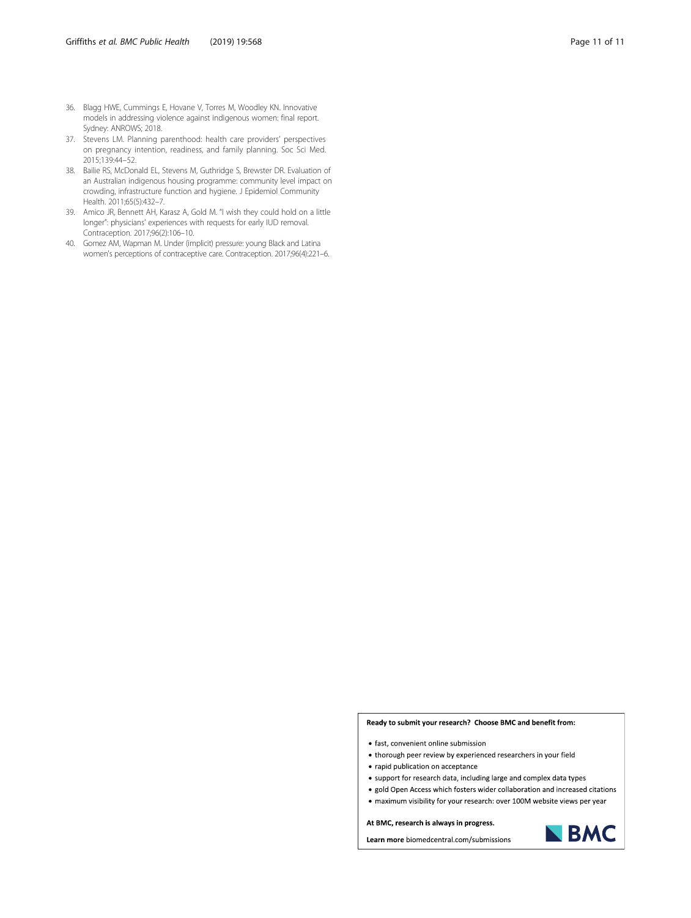36. Blagg HWE, Cummings E, Hovane V, Torres M, Woodley KN. Innovative models in addressing violence against indigenous women: final report. Sydney: ANROWS; 2018.
37. Stevens LM. Planning parenthood: health care providers' perspectives on pregnancy intention, readiness, and family planning. Soc Sci Med. 2015;139:44–52.
38. Bailie RS, McDonald EL, Stevens M, Guthridge S, Brewster DR. Evaluation of an Australian indigenous housing programme: community level impact on crowding, infrastructure function and hygiene. J Epidemiol Community Health. 2011;65(5):432–7.
39. Amico JR, Bennett AH, Karasz A, Gold M. "I wish they could hold on a little longer": physicians' experiences with requests for early IUD removal. Contraception. 2017;96(2):106–10.
40. Gomez AM, Wapman M. Under (implicit) pressure: young Black and Latina women's perceptions of contraceptive care. Contraception. 2017;96(4):221–6.

**Ready to submit your research? Choose BMC and benefit from:**

- fast, convenient online submission
- thorough peer review by experienced researchers in your field
- rapid publication on acceptance
- support for research data, including large and complex data types
- gold Open Access which fosters wider collaboration and increased citations
- maximum visibility for your research: over 100M website views per year

**At BMC, research is always in progress.**

**Learn more** biomedcentral.com/submissions

BMC